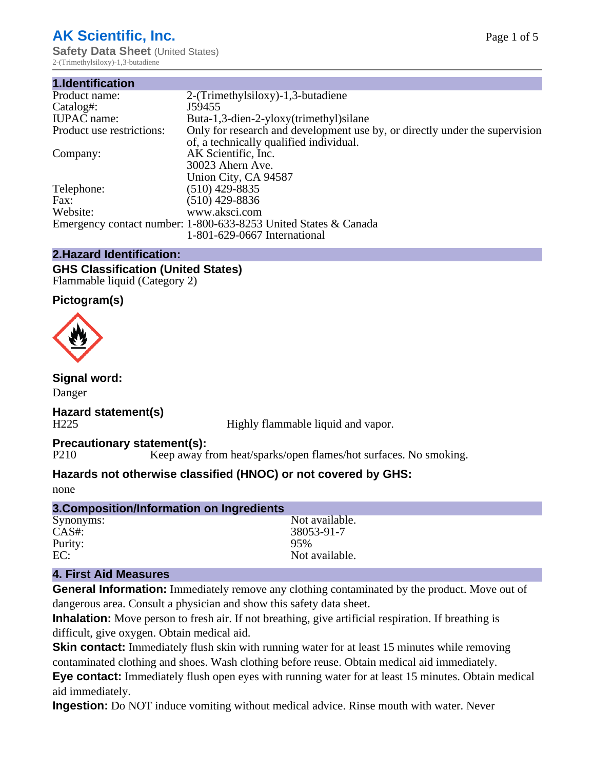# AK Scientific, Inc.

**Safety Data Sheet** (United States)
2-(Trimethylsiloxy)-1,3-butadiene

## 1.Identification

| | |
|---|---|
| Product name: | 2-(Trimethylsiloxy)-1,3-butadiene |
| Catalog#: | J59455 |
| IUPAC name: | Buta-1,3-dien-2-yloxy(trimethyl)silane |
| Product use restrictions: | Only for research and development use by, or directly under the supervision of, a technically qualified individual. |
| Company: | AK Scientific, Inc.<br>30023 Ahern Ave.<br>Union City, CA 94587 |
| Telephone: | (510) 429-8835 |
| Fax: | (510) 429-8836 |
| Website: | www.aksci.com |
| Emergency contact number: | 1-800-633-8253 United States & Canada<br>1-801-629-0667 International |

## 2.Hazard Identification:

### GHS Classification (United States)

Flammable liquid (Category 2)

### Pictogram(s)

### Signal word:

Danger

### Hazard statement(s)

H225 Highly flammable liquid and vapor.

### Precautionary statement(s):

P210 Keep away from heat/sparks/open flames/hot surfaces. No smoking.

### Hazards not otherwise classified (HNOC) or not covered by GHS:

none

## 3.Composition/Information on Ingredients

| | |
|---|---|
| Synonyms: | Not available. |
| CAS#: | 38053-91-7 |
| Purity: | 95% |
| EC: | Not available. |

## 4. First Aid Measures

**General Information:** Immediately remove any clothing contaminated by the product. Move out of dangerous area. Consult a physician and show this safety data sheet.

**Inhalation:** Move person to fresh air. If not breathing, give artificial respiration. If breathing is difficult, give oxygen. Obtain medical aid.

**Skin contact:** Immediately flush skin with running water for at least 15 minutes while removing contaminated clothing and shoes. Wash clothing before reuse. Obtain medical aid immediately.

**Eye contact:** Immediately flush open eyes with running water for at least 15 minutes. Obtain medical aid immediately.

**Ingestion:** Do NOT induce vomiting without medical advice. Rinse mouth with water. Never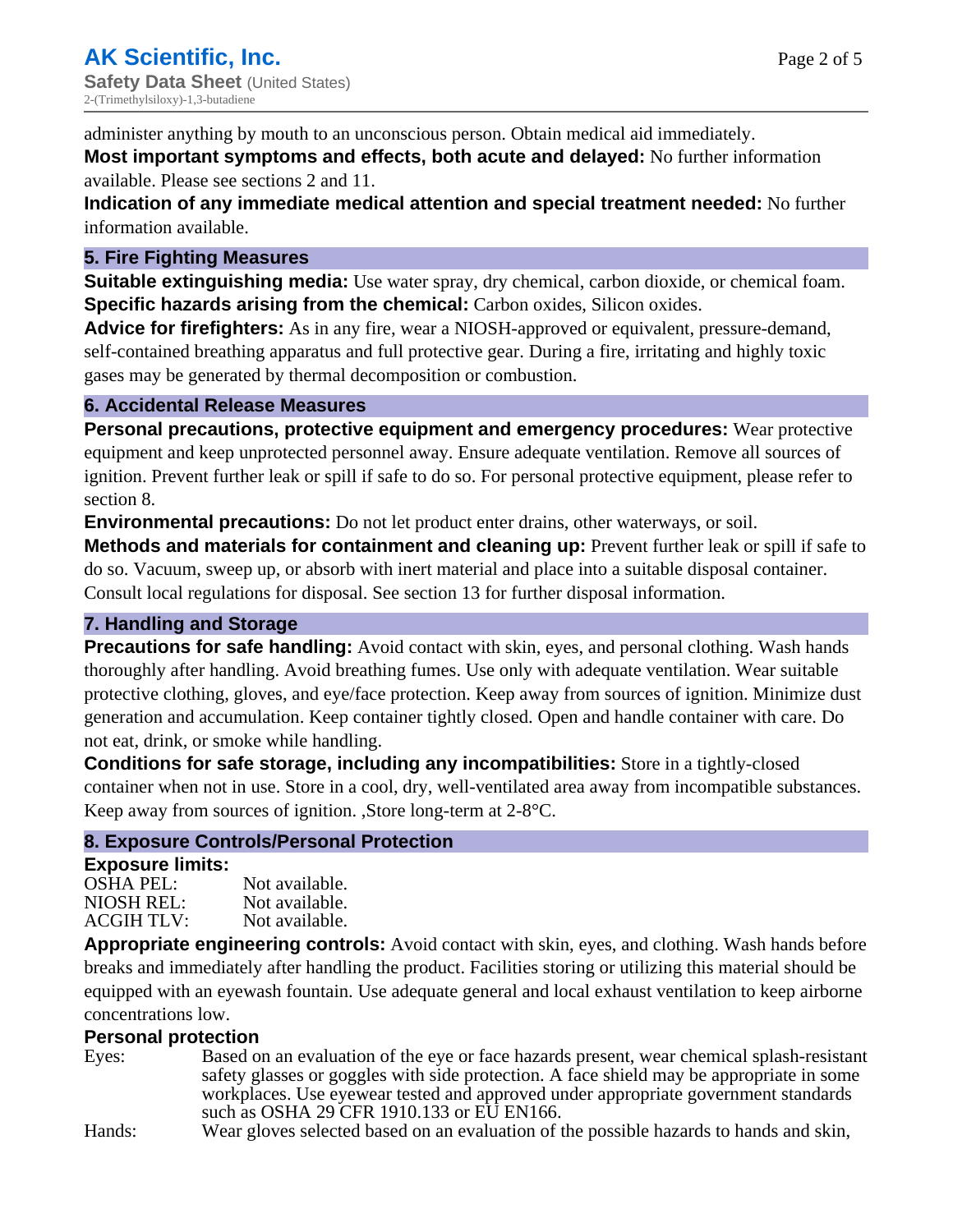administer anything by mouth to an unconscious person. Obtain medical aid immediately.

**Most important symptoms and effects, both acute and delayed:** No further information available. Please see sections 2 and 11.

**Indication of any immediate medical attention and special treatment needed:** No further information available.

## 5. Fire Fighting Measures

**Suitable extinguishing media:** Use water spray, dry chemical, carbon dioxide, or chemical foam.

**Specific hazards arising from the chemical:** Carbon oxides, Silicon oxides.

**Advice for firefighters:** As in any fire, wear a NIOSH-approved or equivalent, pressure-demand, self-contained breathing apparatus and full protective gear. During a fire, irritating and highly toxic gases may be generated by thermal decomposition or combustion.

## 6. Accidental Release Measures

**Personal precautions, protective equipment and emergency procedures:** Wear protective equipment and keep unprotected personnel away. Ensure adequate ventilation. Remove all sources of ignition. Prevent further leak or spill if safe to do so. For personal protective equipment, please refer to section 8.

**Environmental precautions:** Do not let product enter drains, other waterways, or soil.

**Methods and materials for containment and cleaning up:** Prevent further leak or spill if safe to do so. Vacuum, sweep up, or absorb with inert material and place into a suitable disposal container. Consult local regulations for disposal. See section 13 for further disposal information.

## 7. Handling and Storage

**Precautions for safe handling:** Avoid contact with skin, eyes, and personal clothing. Wash hands thoroughly after handling. Avoid breathing fumes. Use only with adequate ventilation. Wear suitable protective clothing, gloves, and eye/face protection. Keep away from sources of ignition. Minimize dust generation and accumulation. Keep container tightly closed. Open and handle container with care. Do not eat, drink, or smoke while handling.

**Conditions for safe storage, including any incompatibilities:** Store in a tightly-closed container when not in use. Store in a cool, dry, well-ventilated area away from incompatible substances. Keep away from sources of ignition. ,Store long-term at 2-8°C.

## 8. Exposure Controls/Personal Protection

**Exposure limits:**

| | |
|---|---|
| OSHA PEL: | Not available. |
| NIOSH REL: | Not available. |
| ACGIH TLV: | Not available. |

**Appropriate engineering controls:** Avoid contact with skin, eyes, and clothing. Wash hands before breaks and immediately after handling the product. Facilities storing or utilizing this material should be equipped with an eyewash fountain. Use adequate general and local exhaust ventilation to keep airborne concentrations low.

**Personal protection**

Eyes: Based on an evaluation of the eye or face hazards present, wear chemical splash-resistant safety glasses or goggles with side protection. A face shield may be appropriate in some workplaces. Use eyewear tested and approved under appropriate government standards such as OSHA 29 CFR 1910.133 or EU EN166.

Hands: Wear gloves selected based on an evaluation of the possible hazards to hands and skin,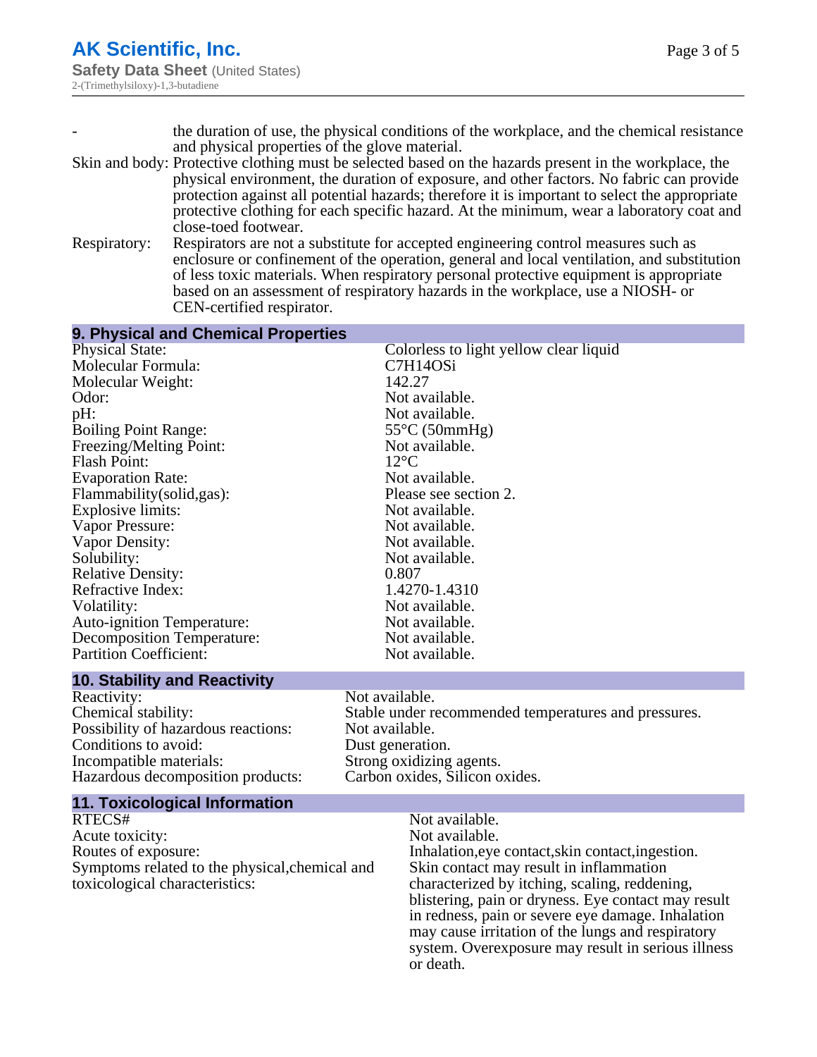- the duration of use, the physical conditions of the workplace, and the chemical resistance and physical properties of the glove material.

Skin and body: Protective clothing must be selected based on the hazards present in the workplace, the physical environment, the duration of exposure, and other factors. No fabric can provide protection against all potential hazards; therefore it is important to select the appropriate protective clothing for each specific hazard. At the minimum, wear a laboratory coat and close-toed footwear.

Respiratory: Respirators are not a substitute for accepted engineering control measures such as enclosure or confinement of the operation, general and local ventilation, and substitution of less toxic materials. When respiratory personal protective equipment is appropriate based on an assessment of respiratory hazards in the workplace, use a NIOSH- or CEN-certified respirator.

## 9. Physical and Chemical Properties

| | |
|---|---|
| Physical State: | Colorless to light yellow clear liquid |
| Molecular Formula: | C7H14OSi |
| Molecular Weight: | 142.27 |
| Odor: | Not available. |
| pH: | Not available. |
| Boiling Point Range: | 55°C (50mmHg) |
| Freezing/Melting Point: | Not available. |
| Flash Point: | 12°C |
| Evaporation Rate: | Not available. |
| Flammability(solid,gas): | Please see section 2. |
| Explosive limits: | Not available. |
| Vapor Pressure: | Not available. |
| Vapor Density: | Not available. |
| Solubility: | Not available. |
| Relative Density: | 0.807 |
| Refractive Index: | 1.4270-1.4310 |
| Volatility: | Not available. |
| Auto-ignition Temperature: | Not available. |
| Decomposition Temperature: | Not available. |
| Partition Coefficient: | Not available. |

## 10. Stability and Reactivity

| | |
|---|---|
| Reactivity: | Not available. |
| Chemical stability: | Stable under recommended temperatures and pressures. |
| Possibility of hazardous reactions: | Not available. |
| Conditions to avoid: | Dust generation. |
| Incompatible materials: | Strong oxidizing agents. |
| Hazardous decomposition products: | Carbon oxides, Silicon oxides. |

## 11. Toxicological Information

| | |
|---|---|
| RTECS# | Not available. |
| Acute toxicity: | Not available. |
| Routes of exposure: | Inhalation,eye contact,skin contact,ingestion. |
| Symptoms related to the physical,chemical and toxicological characteristics: | Skin contact may result in inflammation characterized by itching, scaling, reddening, blistering, pain or dryness. Eye contact may result in redness, pain or severe eye damage. Inhalation may cause irritation of the lungs and respiratory system. Overexposure may result in serious illness or death. |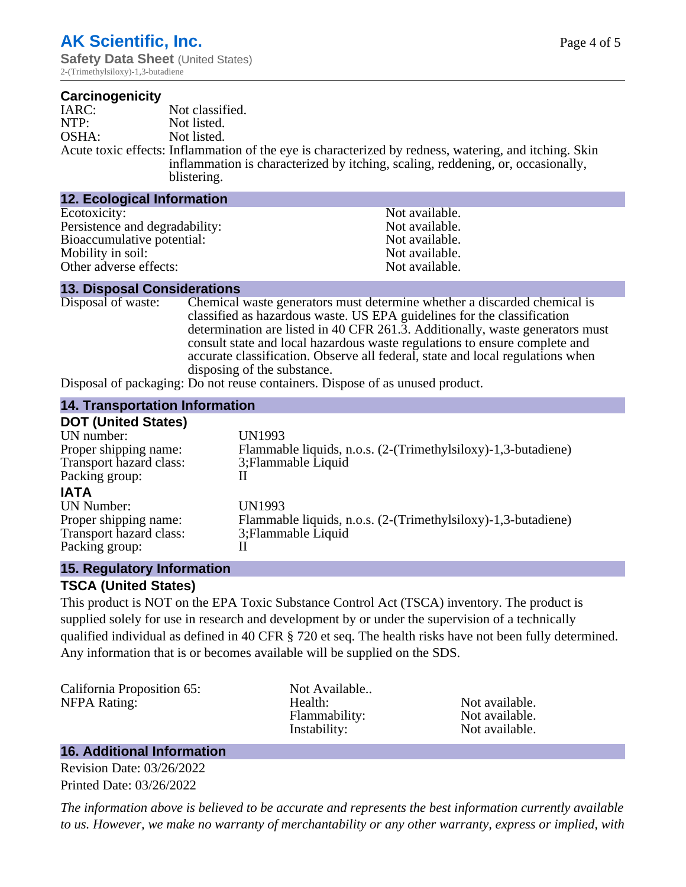### Carcinogenicity

| | |
|---|---|
| IARC: | Not classified. |
| NTP: | Not listed. |
| OSHA: | Not listed. |
| Acute toxic effects: | Inflammation of the eye is characterized by redness, watering, and itching. Skin inflammation is characterized by itching, scaling, reddening, or, occasionally, blistering. |

## 12. Ecological Information

| | |
|---|---|
| Ecotoxicity: | Not available. |
| Persistence and degradability: | Not available. |
| Bioaccumulative potential: | Not available. |
| Mobility in soil: | Not available. |
| Other adverse effects: | Not available. |

## 13. Disposal Considerations

Disposal of waste: Chemical waste generators must determine whether a discarded chemical is classified as hazardous waste. US EPA guidelines for the classification determination are listed in 40 CFR 261.3. Additionally, waste generators must consult state and local hazardous waste regulations to ensure complete and accurate classification. Observe all federal, state and local regulations when disposing of the substance.

Disposal of packaging: Do not reuse containers. Dispose of as unused product.

## 14. Transportation Information

### DOT (United States)

| | |
|---|---|
| UN number: | UN1993 |
| Proper shipping name: | Flammable liquids, n.o.s. (2-(Trimethylsiloxy)-1,3-butadiene) |
| Transport hazard class: | 3;Flammable Liquid |
| Packing group: | II |

### IATA

| | |
|---|---|
| UN Number: | UN1993 |
| Proper shipping name: | Flammable liquids, n.o.s. (2-(Trimethylsiloxy)-1,3-butadiene) |
| Transport hazard class: | 3;Flammable Liquid |
| Packing group: | II |

## 15. Regulatory Information

### TSCA (United States)

This product is NOT on the EPA Toxic Substance Control Act (TSCA) inventory. The product is supplied solely for use in research and development by or under the supervision of a technically qualified individual as defined in 40 CFR § 720 et seq. The health risks have not been fully determined. Any information that is or becomes available will be supplied on the SDS.

| | | |
|---|---|---|
| California Proposition 65: | Not Available.. | |
| NFPA Rating: | Health: | Not available. |
| | Flammability: | Not available. |
| | Instability: | Not available. |

## 16. Additional Information

Revision Date: 03/26/2022

Printed Date: 03/26/2022

*The information above is believed to be accurate and represents the best information currently available to us. However, we make no warranty of merchantability or any other warranty, express or implied, with*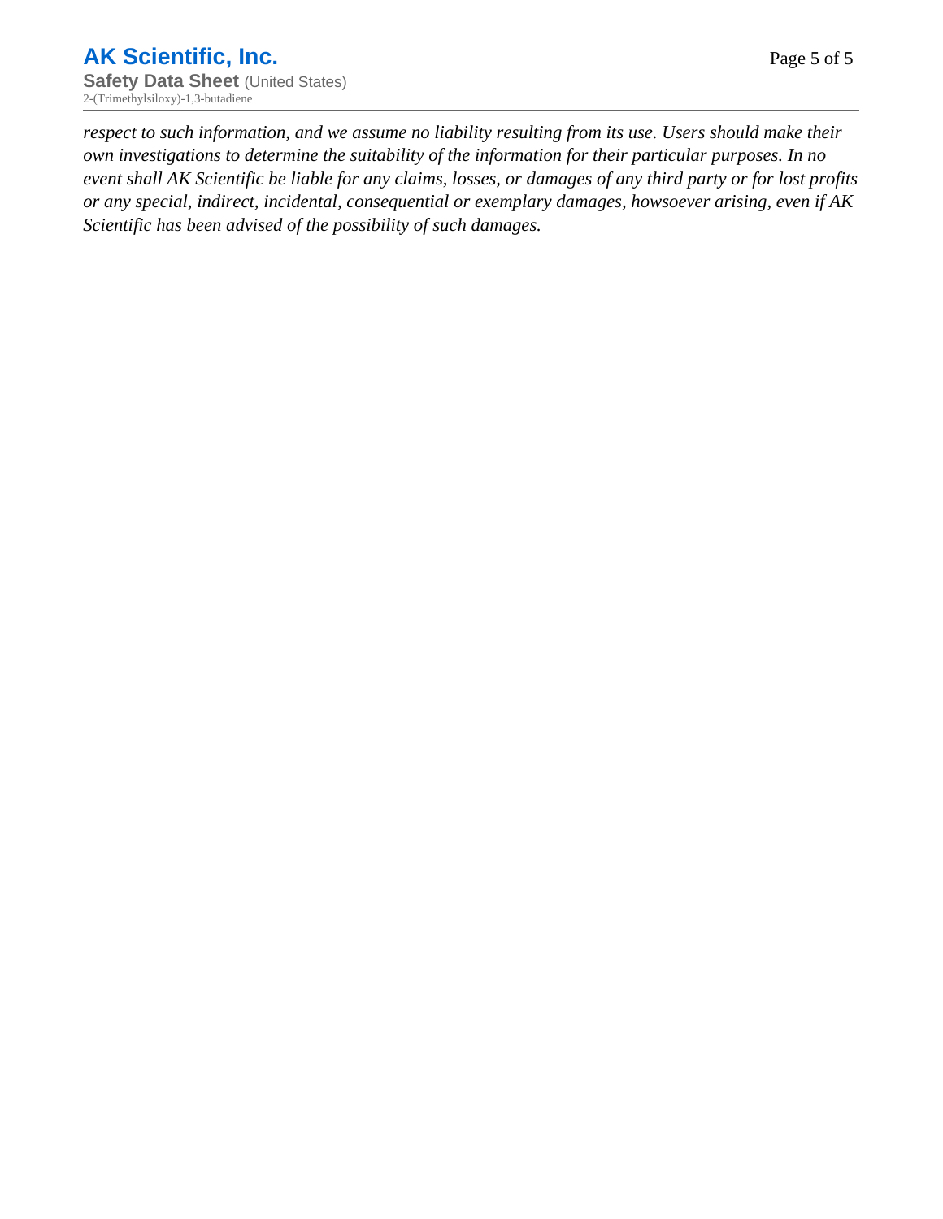*respect to such information, and we assume no liability resulting from its use. Users should make their own investigations to determine the suitability of the information for their particular purposes. In no event shall AK Scientific be liable for any claims, losses, or damages of any third party or for lost profits or any special, indirect, incidental, consequential or exemplary damages, howsoever arising, even if AK Scientific has been advised of the possibility of such damages.*